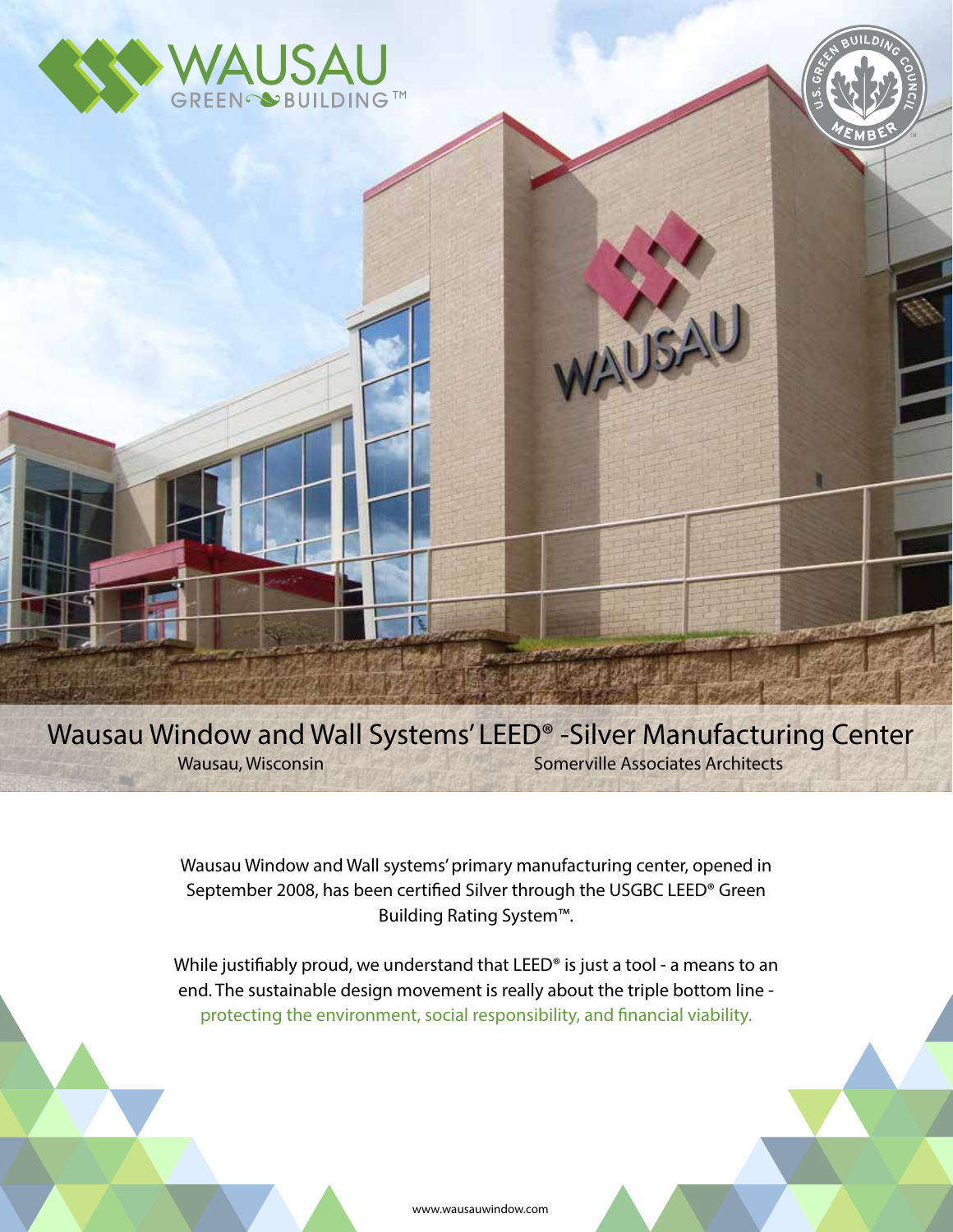WAUSAU
GREEN BUILDING™

# Wausau Window and Wall Systems' LEED® -Silver Manufacturing Center

Wausau, Wisconsin

Somerville Associates Architects

Wausau Window and Wall systems' primary manufacturing center, opened in September 2008, has been certified Silver through the USGBC LEED® Green Building Rating System™.

While justifiably proud, we understand that LEED® is just a tool - a means to an end. The sustainable design movement is really about the triple bottom line - protecting the environment, social responsibility, and financial viability.

www.wausauwindow.com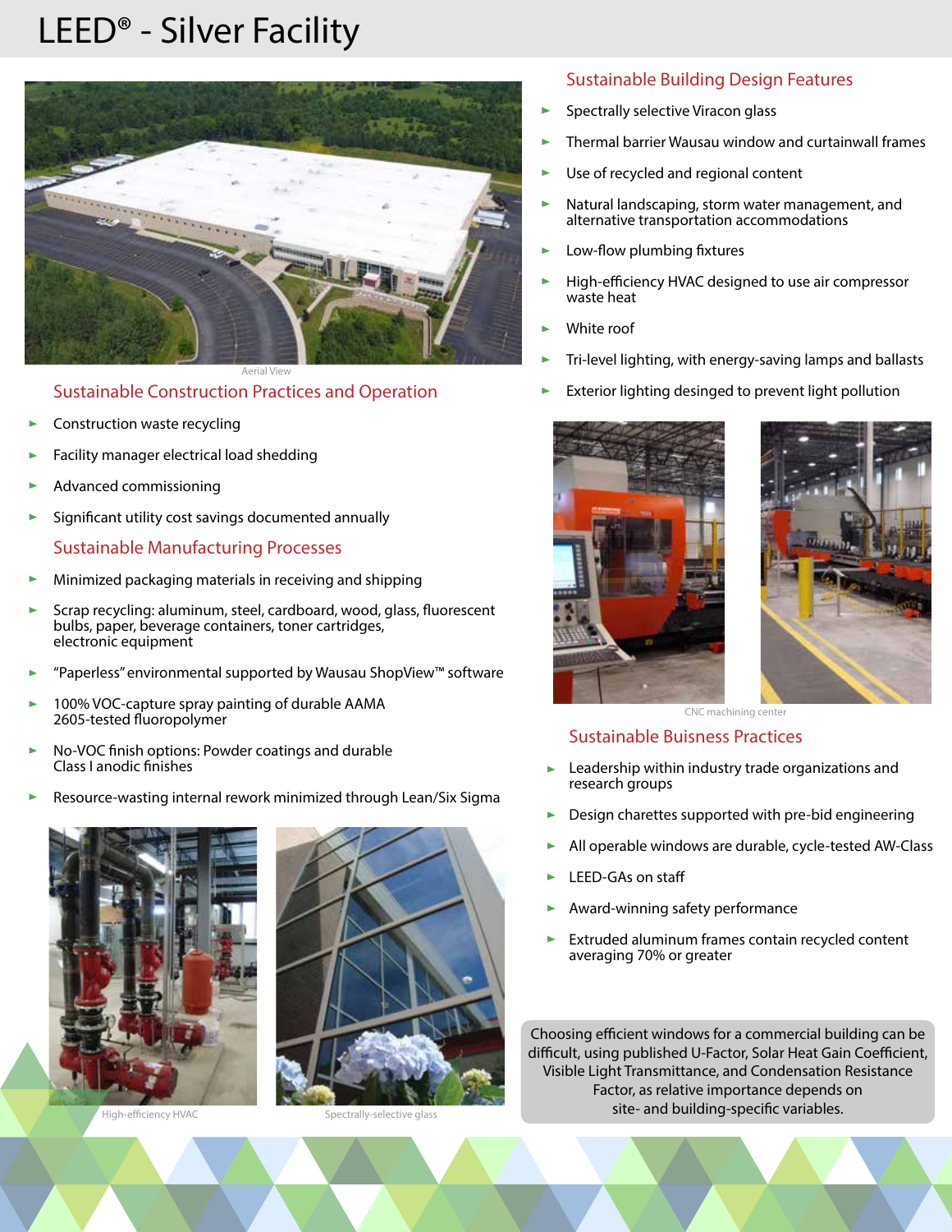# LEED® - Silver Facility

Aerial View

## Sustainable Construction Practices and Operation

- Construction waste recycling
- Facility manager electrical load shedding
- Advanced commissioning
- Significant utility cost savings documented annually

## Sustainable Manufacturing Processes

- Minimized packaging materials in receiving and shipping
- Scrap recycling: aluminum, steel, cardboard, wood, glass, fluorescent bulbs, paper, beverage containers, toner cartridges, electronic equipment
- "Paperless" environmental supported by Wausau ShopView™ software
- 100% VOC-capture spray painting of durable AAMA 2605-tested fluoropolymer
- No-VOC finish options: Powder coatings and durable Class I anodic finishes
- Resource-wasting internal rework minimized through Lean/Six Sigma

High-efficiency HVAC

Spectrally-selective glass

## Sustainable Building Design Features

- Spectrally selective Viracon glass
- Thermal barrier Wausau window and curtainwall frames
- Use of recycled and regional content
- Natural landscaping, storm water management, and alternative transportation accommodations
- Low-flow plumbing fixtures
- High-efficiency HVAC designed to use air compressor waste heat
- White roof
- Tri-level lighting, with energy-saving lamps and ballasts
- Exterior lighting desinged to prevent light pollution

CNC machining center

## Sustainable Buisness Practices

- Leadership within industry trade organizations and research groups
- Design charettes supported with pre-bid engineering
- All operable windows are durable, cycle-tested AW-Class
- LEED-GAs on staff
- Award-winning safety performance
- Extruded aluminum frames contain recycled content averaging 70% or greater

Choosing efficient windows for a commercial building can be difficult, using published U-Factor, Solar Heat Gain Coefficient, Visible Light Transmittance, and Condensation Resistance Factor, as relative importance depends on site- and building-specific variables.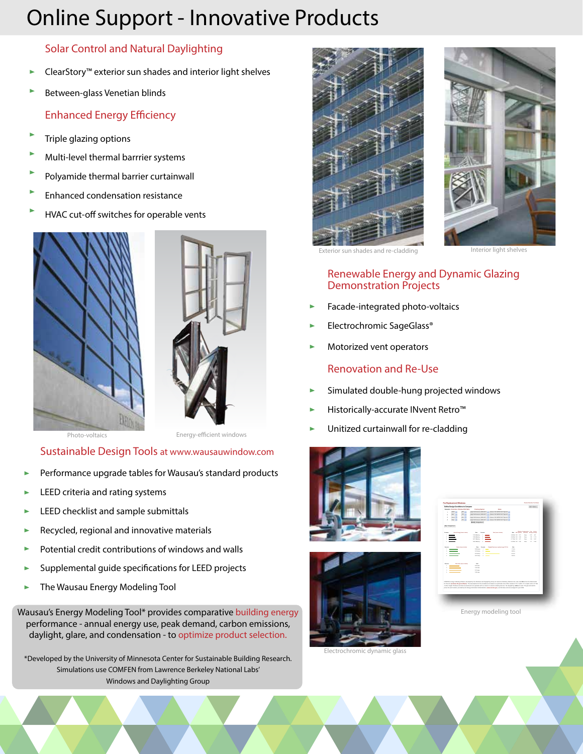# Online Support - Innovative Products

## Solar Control and Natural Daylighting

- ClearStory™ exterior sun shades and interior light shelves
- Between-glass Venetian blinds

## Enhanced Energy Efficiency

- Triple glazing options
- Multi-level thermal barrrier systems
- Polyamide thermal barrier curtainwall
- Enhanced condensation resistance
- HVAC cut-off switches for operable vents

Photo-voltaics

Energy-efficient windows

## Sustainable Design Tools at www.wausauwindow.com

- Performance upgrade tables for Wausau's standard products
- LEED criteria and rating systems
- LEED checklist and sample submittals
- Recycled, regional and innovative materials
- Potential credit contributions of windows and walls
- Supplemental guide specifications for LEED projects
- The Wausau Energy Modeling Tool

Wausau's Energy Modeling Tool* provides comparative building energy performance - annual energy use, peak demand, carbon emissions, daylight, glare, and condensation - to optimize product selection.

*Developed by the University of Minnesota Center for Sustainable Building Research. Simulations use COMFEN from Lawrence Berkeley National Labs' Windows and Daylighting Group

Exterior sun shades and re-cladding

Interior light shelves

## Renewable Energy and Dynamic Glazing Demonstration Projects

- Facade-integrated photo-voltaics
- Electrochromic SageGlass®
- Motorized vent operators

## Renovation and Re-Use

- Simulated double-hung projected windows
- Historically-accurate INvent Retro™
- Unitized curtainwall for re-cladding

Electrochromic dynamic glass

Energy modeling tool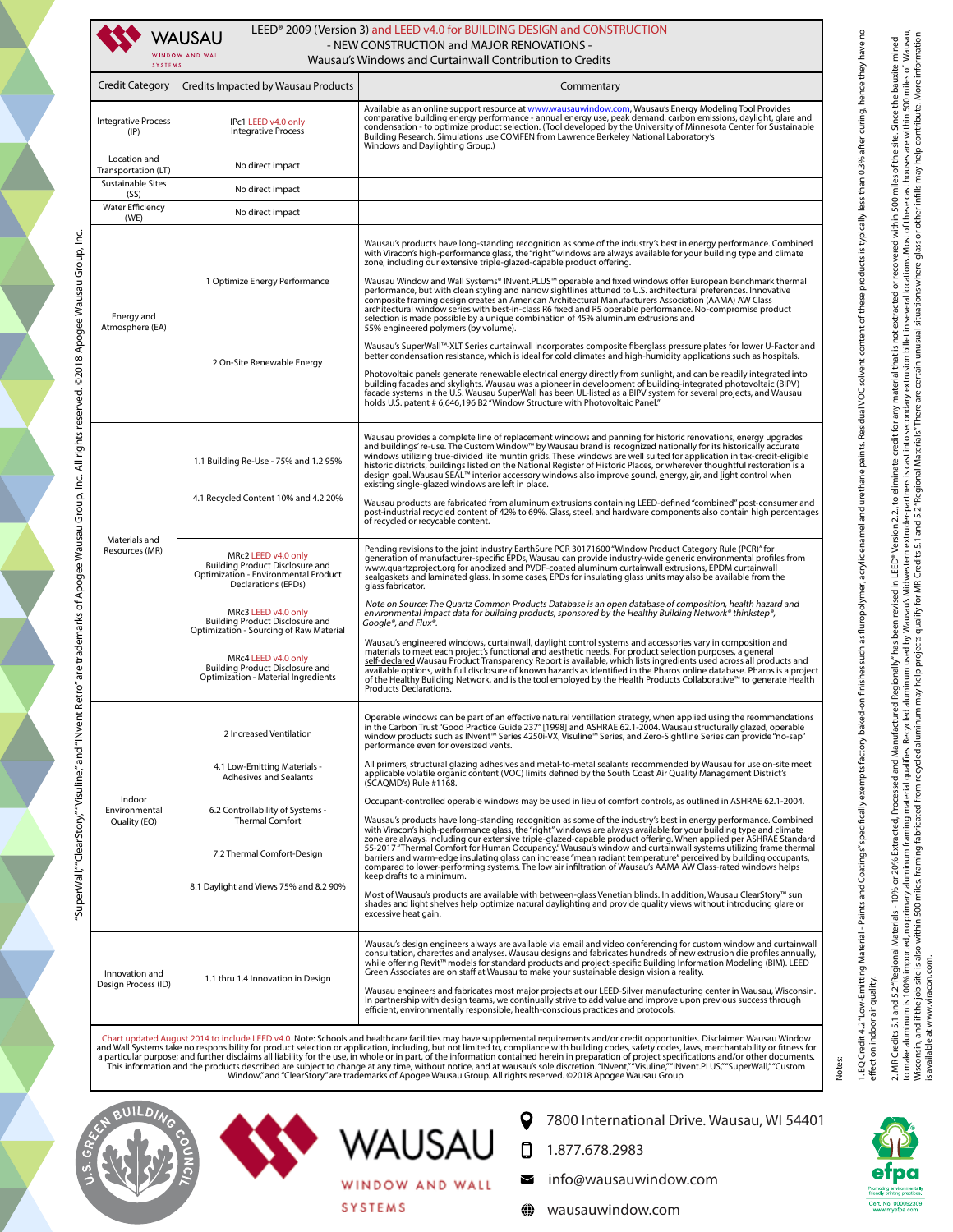# LEED® 2009 (Version 3) and LEED v4.0 for BUILDING DESIGN and CONSTRUCTION

## - NEW CONSTRUCTION and MAJOR RENOVATIONS -

## Wausau's Windows and Curtainwall Contribution to Credits

| Credit Category | Credits Impacted by Wausau Products | Commentary |
|---|---|---|
| Integrative Process (IP) | IPc1 LEED v4.0 only Integrative Process | Available as an online support resource at www.wausauwindow.com, Wausau's Energy Modeling Tool Provides comparative building energy performance - annual energy use, peak demand, carbon emissions, daylight, glare and condensation - to optimize product selection. (Tool developed by the University of Minnesota Center for Sustainable Building Research. Simulations use COMFEN from Lawrence Berkeley National Laboratory's Windows and Daylighting Group.) |
| Location and Transportation (LT) | No direct impact | |
| Sustainable Sites (SS) | No direct impact | |
| Water Efficiency (WE) | No direct impact | |
| Energy and Atmosphere (EA) | 1 Optimize Energy Performance<br><br>2 On-Site Renewable Energy | Wausau's products have long-standing recognition as some of the industry's best in energy performance. Combined with Viracon's high-performance glass, the "right" windows are always available for your building type and climate zone, including our extensive triple-glazed-capable product offering.<br><br>Wausau Window and Wall Systems® INvent.PLUS™ operable and fixed windows offer European benchmark thermal performance, but with clean styling and narrow sightlines attuned to U.S. architectural preferences. Innovative composite framing design creates an American Architectural Manufacturers Association (AAMA) AW Class architectural window series with best-in-class R6 fixed and R5 operable performance. No-compromise product selection is made possible by a unique combination of 45% aluminum extrusions and 55% engineered polymers (by volume).<br><br>Wausau's SuperWall™-XLT Series curtainwall incorporates composite fiberglass pressure plates for lower U-Factor and better condensation resistance, which is ideal for cold climates and high-humidity applications such as hospitals.<br><br>Photovoltaic panels generate renewable electrical energy directly from sunlight, and can be readily integrated into building facades and skylights. Wausau was a pioneer in development of building-integrated photovoltaic (BIPV) facade systems in the U.S. Wausau SuperWall has been UL-listed as a BIPV system for several projects, and Wausau holds U.S. patent # 6,646,196 B2 "Window Structure with Photovoltaic Panel." |
| Materials and Resources (MR) | 1.1 Building Re-Use - 75% and 1.2 95%<br><br>4.1 Recycled Content 10% and 4.2 20% | Wausau provides a complete line of replacement windows and panning for historic renovations, energy upgrades and buildings' re-use. The Custom Window™ by Wausau brand is recognized nationally for its historically accurate windows utilizing true-divided lite muntin grids. These windows are well suited for application in tax-credit-eligible historic districts, buildings listed on the National Register of Historic Places, or wherever thoughtful restoration is a design goal. Wausau SEAL™ interior accessory windows also improve sound, energy, air, and light control when existing single-glazed windows are left in place.<br><br>Wausau products are fabricated from aluminum extrusions containing LEED-defined "combined" post-consumer and post-industrial recycled content of 42% to 69%. Glass, steel, and hardware components also contain high percentages of recycled or recyclable content. |
| | MRc2 LEED v4.0 only Building Product Disclosure and Optimization - Environmental Product Declarations (EPDs)<br><br>MRc3 LEED v4.0 only Building Product Disclosure and Optimization - Sourcing of Raw Material<br><br>MRc4 LEED v4.0 only Building Product Disclosure and Optimization - Material Ingredients | Pending revisions to the joint industry EarthSure PCR 30171600 "Window Product Category Rule (PCR)" for generation of manufacturer-specific EPDs, Wausau can provide industry-wide generic environmental profiles from www.quartzproject.org for anodized and PVDF-coated aluminum curtainwall extrusions, EPDM curtainwall sealgaskets and laminated glass. In some cases, EPDs for insulating glass units may also be available from the glass fabricator.<br><br>*Note on Source: The Quartz Common Products Database is an open database of composition, health hazard and environmental impact data for building products, sponsored by the Healthy Building Network® thinkstep®, Google®, and Flux®.*<br><br>Wausau's engineered windows, curtainwall, daylight control systems and accessories vary in composition and materials to meet each project's functional and aesthetic needs. For product selection purposes, a general self-declared Wausau Product Transparency Report is available, which lists ingredients used across all products and available options, with full disclosure of known hazards as identified in the Pharos online database. Pharos is a project of the Healthy Building Network, and is the tool employed by the Health Products Collaborative™ to generate Health Products Declarations. |
| Indoor Environmental Quality (EQ) | 2 Increased Ventilation<br><br>4.1 Low-Emitting Materials - Adhesives and Sealants<br><br>6.2 Controllability of Systems - Thermal Comfort<br><br>7.2 Thermal Comfort-Design<br><br>8.1 Daylight and Views 75% and 8.2 90% | Operable windows can be part of an effective natural ventillation strategy, when applied using the reommendations in the Carbon Trust "Good Practice Guide 237" [1998] and ASHRAE 62.1-2004. Wausau structurally glazed, operable window products such as INvent™ Series 4250i-VX, Visuline™ Series, and Zero-Sightline Series can provide "no-sap" performance even for oversized vents.<br><br>All primers, structural glazing adhesives and metal-to-metal sealants recommended by Wausau for use on-site meet applicable volatile organic content (VOC) limits defined by the South Coast Air Quality Management District's (SCAQMD's) Rule #1168.<br><br>Occupant-controlled operable windows may be used in lieu of comfort controls, as outlined in ASHRAE 62.1-2004.<br><br>Wausau's products have long-standing recognition as some of the industry's best in energy performance. Combined with Viracon's high-performance glass, the "right" windows are always available for your building type and climate zone are always, including our extensive triple-glazed-capable product offering. When applied per ASHRAE Standard 55-2017 "Thermal Comfort for Human Occupancy." Wausau's window and curtainwall systems utilizing frame thermal barriers and warm-edge insulating glass can increase "mean radiant temperature" perceived by building occupants, compared to lower-performing systems. The low air infiltration of Wausau's AAMA AW Class-rated windows helps keep drafts to a minimum.<br><br>Most of Wausau's products are available with between-glass Venetian blinds. In addition, Wausau ClearStory™ sun shades and light shelves help optimize natural daylighting and provide quality views without introducing glare or excessive heat gain. |
| Innovation and Design Process (ID) | 1.1 thru 1.4 Innovation in Design | Wausau's design engineers always are available via email and video conferencing for custom window and curtainwall consultation, charettes and analyses. Wausau designs and fabricates hundreds of new extrusion die profiles annually, while offering Revit™ models for standard products and project-specific Building Information Modeling (BIM). LEED Green Associates are on staff at Wausau to make your sustainable design vision a reality.<br><br>Wausau engineers and fabricates most major projects at our LEED-Silver manufacturing center in Wausau, Wisconsin. In partnership with design teams, we continually strive to add value and improve upon previous success through efficient, environmentally responsible, health-conscious practices and protocols. |

Chart updated August 2014 to include LEED v4.0 Note: Schools and healthcare facilities may have supplemental requirements and/or credit opportunities. Disclaimer: Wausau Window and Wall Systems take no responsibility for product selection or application, including, but not limited to, compliance with building codes, safety codes, laws, merchantability or fitness for a particular purpose; and further disclaims all liability for the use, in whole or in part, of the information contained herein in preparation of project specifications and/or other documents. This information and the products described are subject to change at any time, without notice, and at wausau's sole discretion. "INvent," "Visuline," "INvent.PLUS," "SuperWall," "Custom Window," and "ClearStory" are trademarks of Apogee Wausau Group. All rights reserved. ©2018 Apogee Wausau Group.

"SuperWall," "ClearStory," "Visuline," and "INvent Retro" are trademarks of Apogee Wausau Group, Inc. All rights reserved. ©2018 Apogee Wausau Group, Inc.

Notes:

1. EQ Credit 4.2 "Low-Emitting Material - Paints and Coatings" specifically exempts factory baked-on finishes such as fluropolymer, acrylic enamel and urethane paints. Residual VOC solvent content of these products is typically less than 0.3% after curing, hence they have no effect on indoor air quality.

2. MR Credits 5.1 and 5.2 "Regional Materials - 10% or 20% Extracted, Processed and Manufactured Regionally" has been revised in LEED® Version 2.2, to eliminate credit for any material that is not extracted or recovered within 500 miles of the site. Since the bauxite mined to make aluminum is 100% imported, no primary aluminum framing material qualifies. Recycled aluminum used by Wausau's Midwestern extruder-partners is cast into secondary extrusion billet in several locations. Most of these cast houses are within 500 miles of Wausau, Wisconsin, and if the job site is also within 500 miles, framing fabricated from recycled aluminum may help projects qualify for MR Credits 5.1 and 5.2 "Regional Materials." There are certain unusual situations where glass or other infills may help contribute. More information is available at www.viracon.com.

7800 International Drive. Wausau, WI 54401

1.877.678.2983

info@wausauwindow.com

wausauwindow.com